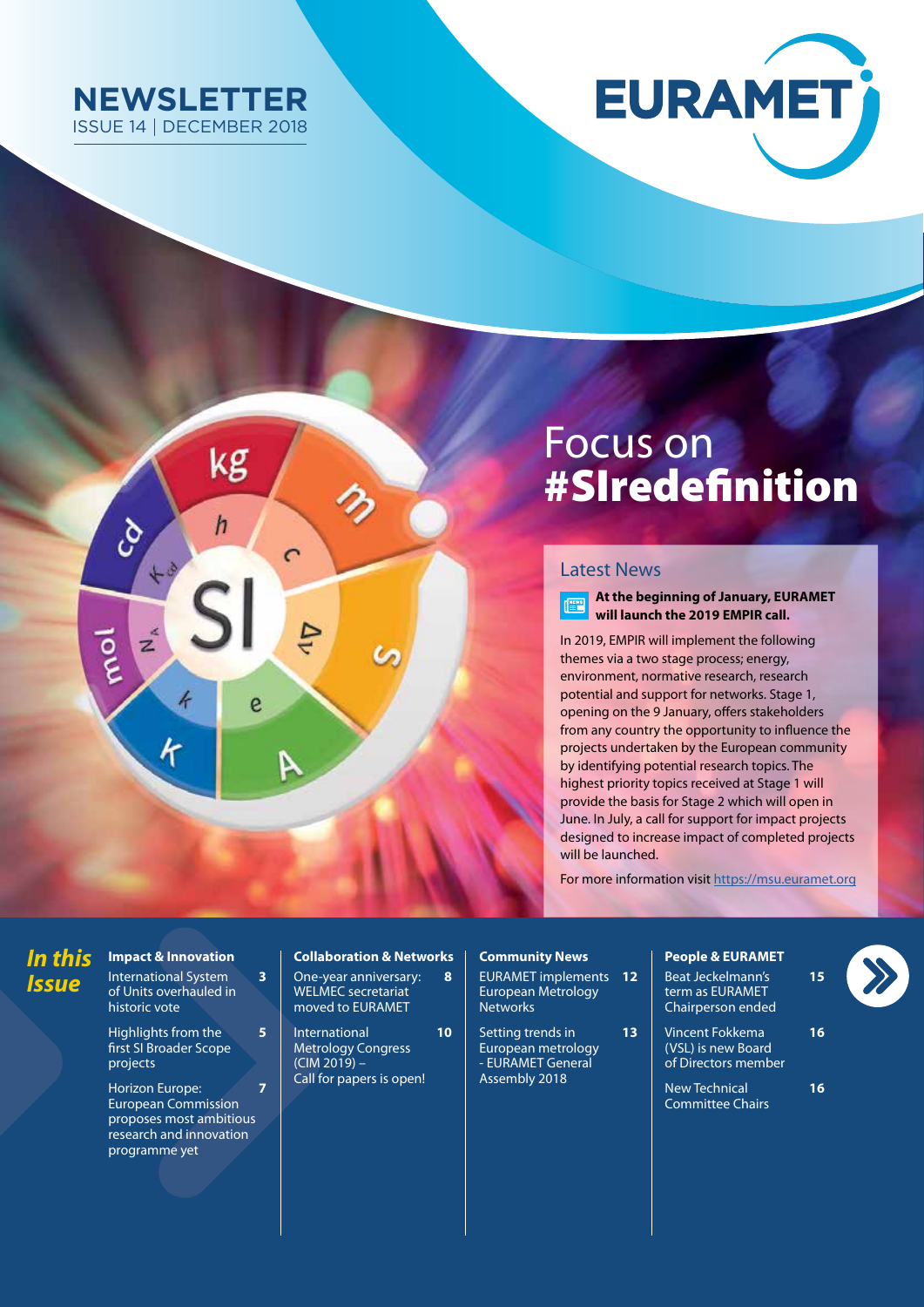# NEWSLETTER

ISSUE 14 | DECEMBER 2018

EURAMET

# Focus on #SIredefinition

## Latest News

**At the beginning of January, EURAMET will launch the 2019 EMPIR call.**

In 2019, EMPIR will implement the following themes via a two stage process; energy, environment, normative research, research potential and support for networks. Stage 1, opening on the 9 January, offers stakeholders from any country the opportunity to influence the projects undertaken by the European community by identifying potential research topics. The highest priority topics received at Stage 1 will provide the basis for Stage 2 which will open in June. In July, a call for support for impact projects designed to increase impact of completed projects will be launched.

For more information visit https://msu.euramet.org

## *In this Issue*

**Impact & Innovation**

- International System of Units overhauled in historic vote — 3
- Highlights from the first SI Broader Scope projects — 5
- Horizon Europe: European Commission proposes most ambitious research and innovation programme yet — 7

**Collaboration & Networks**

- One-year anniversary: WELMEC secretariat moved to EURAMET — 8
- International Metrology Congress (CIM 2019) – Call for papers is open! — 10

**Community News**

- EURAMET implements European Metrology Networks — 12
- Setting trends in European metrology - EURAMET General Assembly 2018 — 13

**People & EURAMET**

- Beat Jeckelmann's term as EURAMET Chairperson ended — 15
- Vincent Fokkema (VSL) is new Board of Directors member — 16
- New Technical Committee Chairs — 16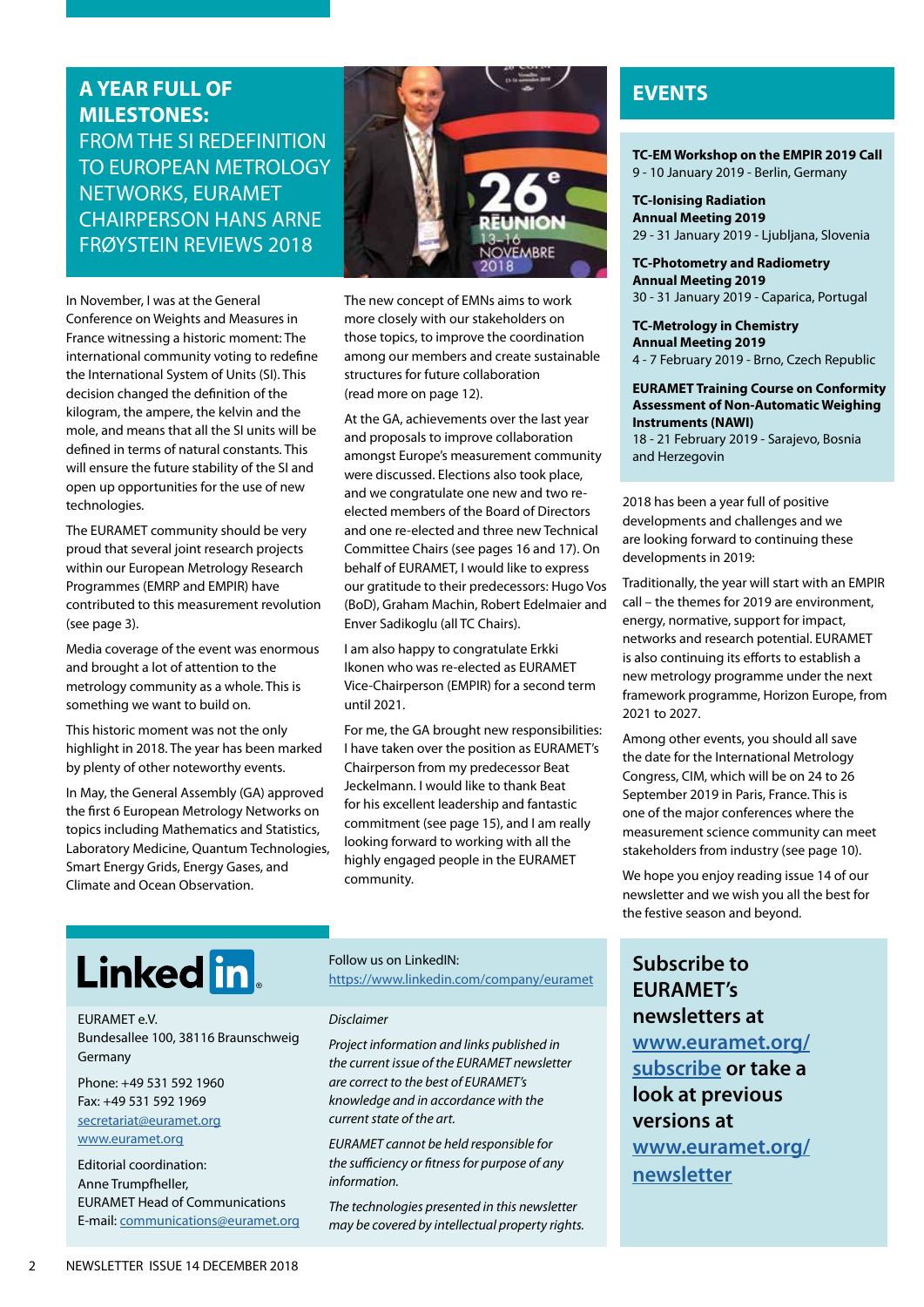# A YEAR FULL OF MILESTONES: FROM THE SI REDEFINITION TO EUROPEAN METROLOGY NETWORKS, EURAMET CHAIRPERSON HANS ARNE FRØYSTEIN REVIEWS 2018

In November, I was at the General Conference on Weights and Measures in France witnessing a historic moment: The international community voting to redefine the International System of Units (SI). This decision changed the definition of the kilogram, the ampere, the kelvin and the mole, and means that all the SI units will be defined in terms of natural constants. This will ensure the future stability of the SI and open up opportunities for the use of new technologies.

The EURAMET community should be very proud that several joint research projects within our European Metrology Research Programmes (EMRP and EMPIR) have contributed to this measurement revolution (see page 3).

Media coverage of the event was enormous and brought a lot of attention to the metrology community as a whole. This is something we want to build on.

This historic moment was not the only highlight in 2018. The year has been marked by plenty of other noteworthy events.

In May, the General Assembly (GA) approved the first 6 European Metrology Networks on topics including Mathematics and Statistics, Laboratory Medicine, Quantum Technologies, Smart Energy Grids, Energy Gases, and Climate and Ocean Observation.

The new concept of EMNs aims to work more closely with our stakeholders on those topics, to improve the coordination among our members and create sustainable structures for future collaboration (read more on page 12).

At the GA, achievements over the last year and proposals to improve collaboration amongst Europe's measurement community were discussed. Elections also took place, and we congratulate one new and two re-elected members of the Board of Directors and one re-elected and three new Technical Committee Chairs (see pages 16 and 17). On behalf of EURAMET, I would like to express our gratitude to their predecessors: Hugo Vos (BoD), Graham Machin, Robert Edelmaier and Enver Sadikoglu (all TC Chairs).

I am also happy to congratulate Erkki Ikonen who was re-elected as EURAMET Vice-Chairperson (EMPIR) for a second term until 2021.

For me, the GA brought new responsibilities: I have taken over the position as EURAMET's Chairperson from my predecessor Beat Jeckelmann. I would like to thank Beat for his excellent leadership and fantastic commitment (see page 15), and I am really looking forward to working with all the highly engaged people in the EURAMET community.

2018 has been a year full of positive developments and challenges and we are looking forward to continuing these developments in 2019:

Traditionally, the year will start with an EMPIR call – the themes for 2019 are environment, energy, normative, support for impact, networks and research potential. EURAMET is also continuing its efforts to establish a new metrology programme under the next framework programme, Horizon Europe, from 2021 to 2027.

Among other events, you should all save the date for the International Metrology Congress, CIM, which will be on 24 to 26 September 2019 in Paris, France. This is one of the major conferences where the measurement science community can meet stakeholders from industry (see page 10).

We hope you enjoy reading issue 14 of our newsletter and we wish you all the best for the festive season and beyond.

## EVENTS

**TC-EM Workshop on the EMPIR 2019 Call**
9 - 10 January 2019 - Berlin, Germany

**TC-Ionising Radiation Annual Meeting 2019**
29 - 31 January 2019 - Ljubljana, Slovenia

**TC-Photometry and Radiometry Annual Meeting 2019**
30 - 31 January 2019 - Caparica, Portugal

**TC-Metrology in Chemistry Annual Meeting 2019**
4 - 7 February 2019 - Brno, Czech Republic

**EURAMET Training Course on Conformity Assessment of Non-Automatic Weighing Instruments (NAWI)**
18 - 21 February 2019 - Sarajevo, Bosnia and Herzegovin

---

Linked in

Follow us on LinkedIN:
https://www.linkedin.com/company/euramet

EURAMET e.V.
Bundesallee 100, 38116 Braunschweig
Germany

Phone: +49 531 592 1960
Fax: +49 531 592 1969
secretariat@euramet.org
www.euramet.org

Editorial coordination:
Anne Trumpfheller,
EURAMET Head of Communications
E-mail: communications@euramet.org

*Disclaimer*

*Project information and links published in the current issue of the EURAMET newsletter are correct to the best of EURAMET's knowledge and in accordance with the current state of the art.*

*EURAMET cannot be held responsible for the sufficiency or fitness for purpose of any information.*

*The technologies presented in this newsletter may be covered by intellectual property rights.*

**Subscribe to EURAMET's newsletters at www.euramet.org/subscribe or take a look at previous versions at www.euramet.org/newsletter**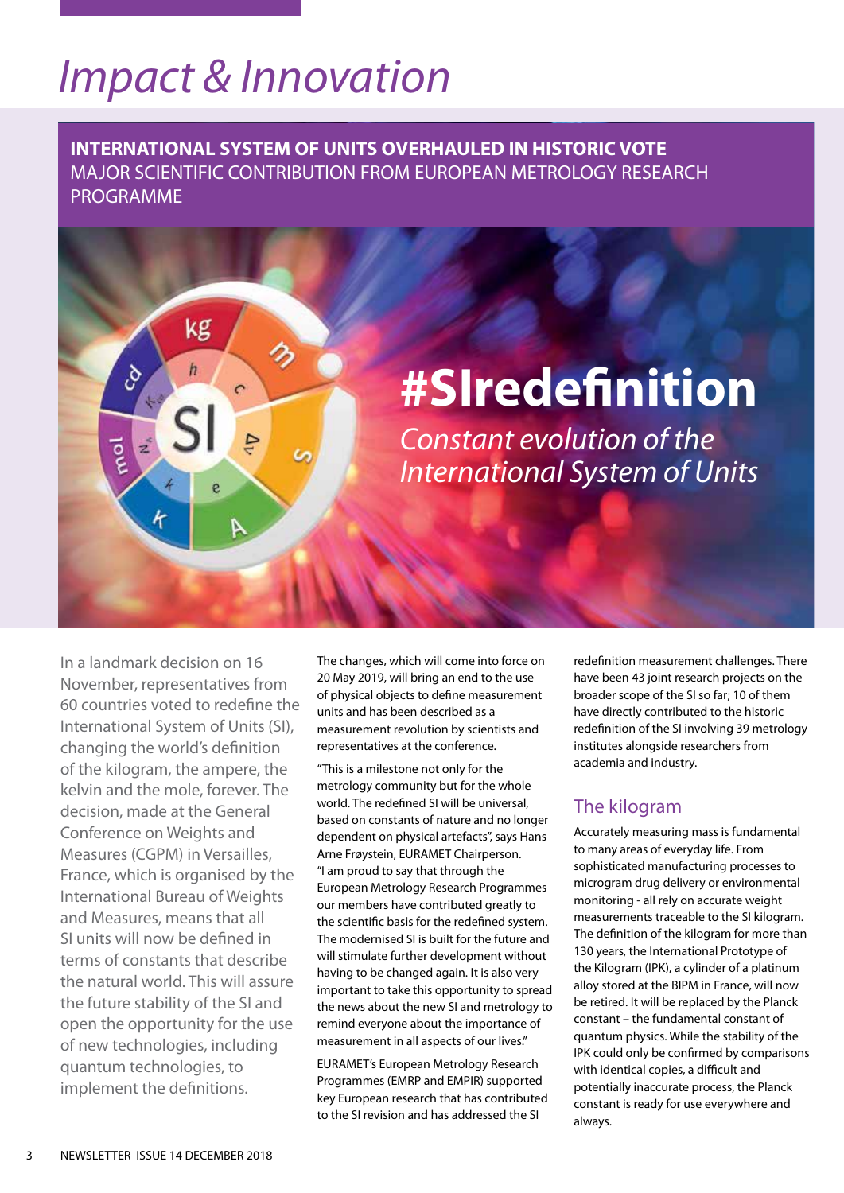# Impact & Innovation

**INTERNATIONAL SYSTEM OF UNITS OVERHAULED IN HISTORIC VOTE**
MAJOR SCIENTIFIC CONTRIBUTION FROM EUROPEAN METROLOGY RESEARCH PROGRAMME

**#SIredefinition**
*Constant evolution of the International System of Units*

In a landmark decision on 16 November, representatives from 60 countries voted to redefine the International System of Units (SI), changing the world's definition of the kilogram, the ampere, the kelvin and the mole, forever. The decision, made at the General Conference on Weights and Measures (CGPM) in Versailles, France, which is organised by the International Bureau of Weights and Measures, means that all SI units will now be defined in terms of constants that describe the natural world. This will assure the future stability of the SI and open the opportunity for the use of new technologies, including quantum technologies, to implement the definitions.

The changes, which will come into force on 20 May 2019, will bring an end to the use of physical objects to define measurement units and has been described as a measurement revolution by scientists and representatives at the conference.

"This is a milestone not only for the metrology community but for the whole world. The redefined SI will be universal, based on constants of nature and no longer dependent on physical artefacts", says Hans Arne Frøystein, EURAMET Chairperson. "I am proud to say that through the European Metrology Research Programmes our members have contributed greatly to the scientific basis for the redefined system. The modernised SI is built for the future and will stimulate further development without having to be changed again. It is also very important to take this opportunity to spread the news about the new SI and metrology to remind everyone about the importance of measurement in all aspects of our lives."

EURAMET's European Metrology Research Programmes (EMRP and EMPIR) supported key European research that has contributed to the SI revision and has addressed the SI redefinition measurement challenges. There have been 43 joint research projects on the broader scope of the SI so far; 10 of them have directly contributed to the historic redefinition of the SI involving 39 metrology institutes alongside researchers from academia and industry.

## The kilogram

Accurately measuring mass is fundamental to many areas of everyday life. From sophisticated manufacturing processes to microgram drug delivery or environmental monitoring - all rely on accurate weight measurements traceable to the SI kilogram. The definition of the kilogram for more than 130 years, the International Prototype of the Kilogram (IPK), a cylinder of a platinum alloy stored at the BIPM in France, will now be retired. It will be replaced by the Planck constant – the fundamental constant of quantum physics. While the stability of the IPK could only be confirmed by comparisons with identical copies, a difficult and potentially inaccurate process, the Planck constant is ready for use everywhere and always.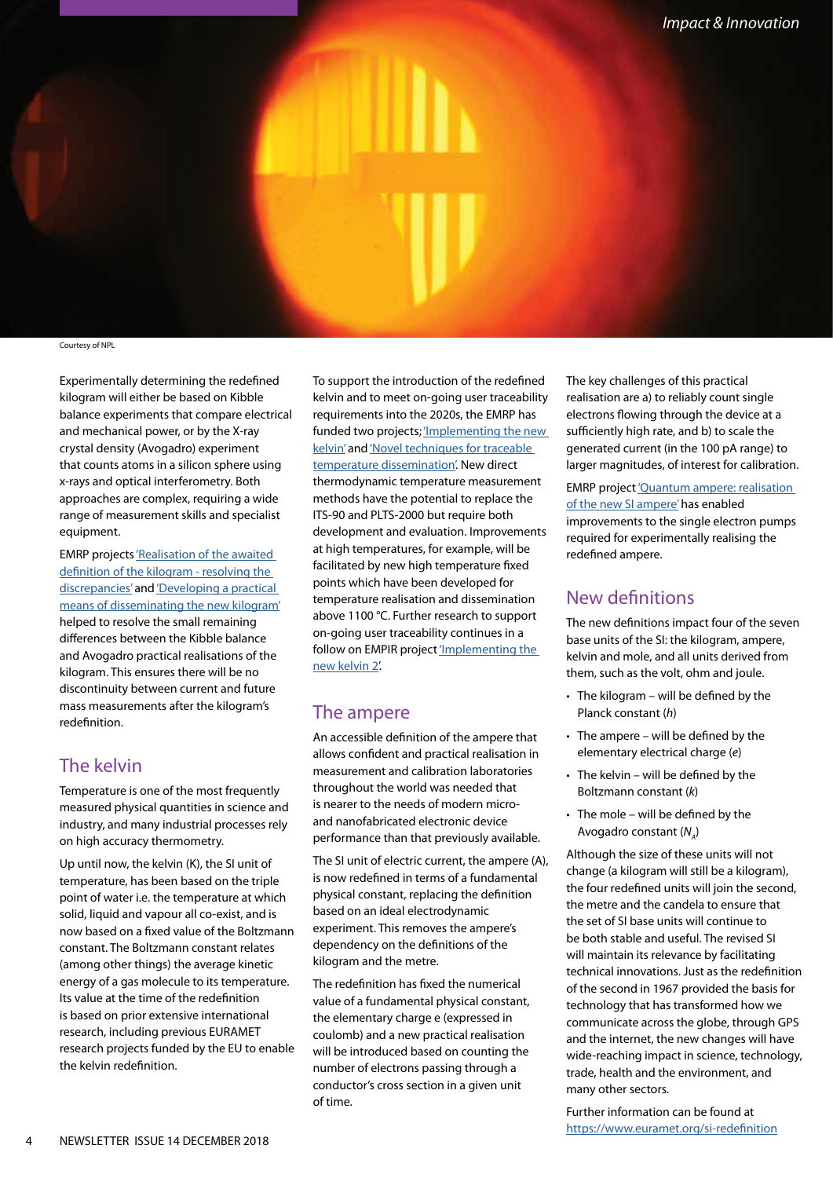Courtesy of NPL

Experimentally determining the redefined kilogram will either be based on Kibble balance experiments that compare electrical and mechanical power, or by the X-ray crystal density (Avogadro) experiment that counts atoms in a silicon sphere using x-rays and optical interferometry. Both approaches are complex, requiring a wide range of measurement skills and specialist equipment.

EMRP projects 'Realisation of the awaited definition of the kilogram - resolving the discrepancies' and 'Developing a practical means of disseminating the new kilogram' helped to resolve the small remaining differences between the Kibble balance and Avogadro practical realisations of the kilogram. This ensures there will be no discontinuity between current and future mass measurements after the kilogram's redefinition.

## The kelvin

Temperature is one of the most frequently measured physical quantities in science and industry, and many industrial processes rely on high accuracy thermometry.

Up until now, the kelvin (K), the SI unit of temperature, has been based on the triple point of water i.e. the temperature at which solid, liquid and vapour all co-exist, and is now based on a fixed value of the Boltzmann constant. The Boltzmann constant relates (among other things) the average kinetic energy of a gas molecule to its temperature. Its value at the time of the redefinition is based on prior extensive international research, including previous EURAMET research projects funded by the EU to enable the kelvin redefinition.

To support the introduction of the redefined kelvin and to meet on-going user traceability requirements into the 2020s, the EMRP has funded two projects; 'Implementing the new kelvin' and 'Novel techniques for traceable temperature dissemination'. New direct thermodynamic temperature measurement methods have the potential to replace the ITS-90 and PLTS-2000 but require both development and evaluation. Improvements at high temperatures, for example, will be facilitated by new high temperature fixed points which have been developed for temperature realisation and dissemination above 1100 °C. Further research to support on-going user traceability continues in a follow on EMPIR project 'Implementing the new kelvin 2'.

## The ampere

An accessible definition of the ampere that allows confident and practical realisation in measurement and calibration laboratories throughout the world was needed that is nearer to the needs of modern micro- and nanofabricated electronic device performance than that previously available.

The SI unit of electric current, the ampere (A), is now redefined in terms of a fundamental physical constant, replacing the definition based on an ideal electrodynamic experiment. This removes the ampere's dependency on the definitions of the kilogram and the metre.

The redefinition has fixed the numerical value of a fundamental physical constant, the elementary charge e (expressed in coulomb) and a new practical realisation will be introduced based on counting the number of electrons passing through a conductor's cross section in a given unit of time.

The key challenges of this practical realisation are a) to reliably count single electrons flowing through the device at a sufficiently high rate, and b) to scale the generated current (in the 100 pA range) to larger magnitudes, of interest for calibration.

EMRP project 'Quantum ampere: realisation of the new SI ampere' has enabled improvements to the single electron pumps required for experimentally realising the redefined ampere.

## New definitions

The new definitions impact four of the seven base units of the SI: the kilogram, ampere, kelvin and mole, and all units derived from them, such as the volt, ohm and joule.

- The kilogram – will be defined by the Planck constant ($h$)
- The ampere – will be defined by the elementary electrical charge ($e$)
- The kelvin – will be defined by the Boltzmann constant ($k$)
- The mole – will be defined by the Avogadro constant ($N_A$)

Although the size of these units will not change (a kilogram will still be a kilogram), the four redefined units will join the second, the metre and the candela to ensure that the set of SI base units will continue to be both stable and useful. The revised SI will maintain its relevance by facilitating technical innovations. Just as the redefinition of the second in 1967 provided the basis for technology that has transformed how we communicate across the globe, through GPS and the internet, the new changes will have wide-reaching impact in science, technology, trade, health and the environment, and many other sectors.

Further information can be found at https://www.euramet.org/si-redefinition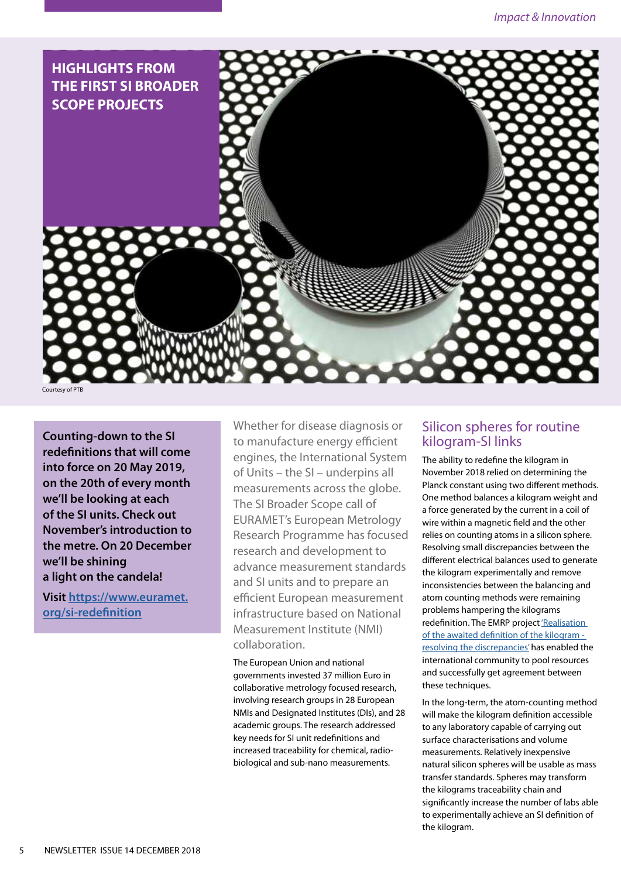# HIGHLIGHTS FROM THE FIRST SI BROADER SCOPE PROJECTS

Courtesy of PTB

**Counting-down to the SI redefinitions that will come into force on 20 May 2019, on the 20th of every month we'll be looking at each of the SI units. Check out November's introduction to the metre. On 20 December we'll be shining a light on the candela!**

**Visit [https://www.euramet.org/si-redefinition](https://www.euramet.org/si-redefinition)**

Whether for disease diagnosis or to manufacture energy efficient engines, the International System of Units – the SI – underpins all measurements across the globe. The SI Broader Scope call of EURAMET's European Metrology Research Programme has focused research and development to advance measurement standards and SI units and to prepare an efficient European measurement infrastructure based on National Measurement Institute (NMI) collaboration.

The European Union and national governments invested 37 million Euro in collaborative metrology focused research, involving research groups in 28 European NMIs and Designated Institutes (DIs), and 28 academic groups. The research addressed key needs for SI unit redefinitions and increased traceability for chemical, radio-biological and sub-nano measurements.

## Silicon spheres for routine kilogram-SI links

The ability to redefine the kilogram in November 2018 relied on determining the Planck constant using two different methods. One method balances a kilogram weight and a force generated by the current in a coil of wire within a magnetic field and the other relies on counting atoms in a silicon sphere. Resolving small discrepancies between the different electrical balances used to generate the kilogram experimentally and remove inconsistencies between the balancing and atom counting methods were remaining problems hampering the kilograms redefinition. The EMRP project 'Realisation of the awaited definition of the kilogram - resolving the discrepancies' has enabled the international community to pool resources and successfully get agreement between these techniques.

In the long-term, the atom-counting method will make the kilogram definition accessible to any laboratory capable of carrying out surface characterisations and volume measurements. Relatively inexpensive natural silicon spheres will be usable as mass transfer standards. Spheres may transform the kilograms traceability chain and significantly increase the number of labs able to experimentally achieve an SI definition of the kilogram.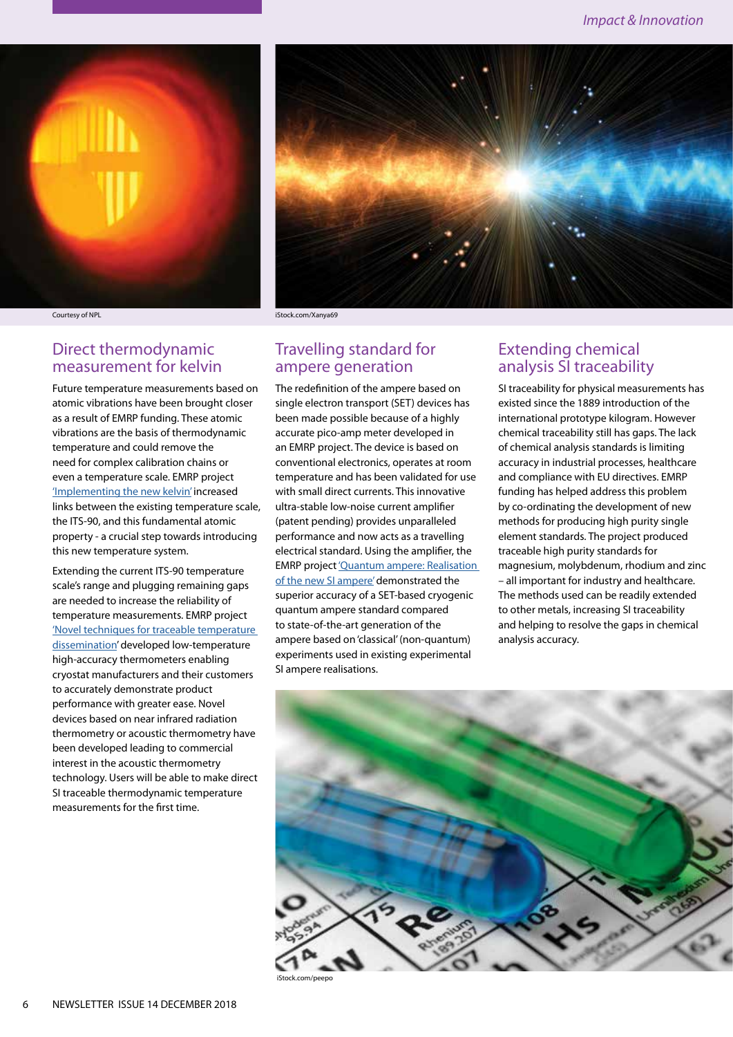Courtesy of NPL

iStock.com/Xanya69

## Direct thermodynamic measurement for kelvin

Future temperature measurements based on atomic vibrations have been brought closer as a result of EMRP funding. These atomic vibrations are the basis of thermodynamic temperature and could remove the need for complex calibration chains or even a temperature scale. EMRP project 'Implementing the new kelvin' increased links between the existing temperature scale, the ITS-90, and this fundamental atomic property - a crucial step towards introducing this new temperature system.

Extending the current ITS-90 temperature scale's range and plugging remaining gaps are needed to increase the reliability of temperature measurements. EMRP project 'Novel techniques for traceable temperature dissemination' developed low-temperature high-accuracy thermometers enabling cryostat manufacturers and their customers to accurately demonstrate product performance with greater ease. Novel devices based on near infrared radiation thermometry or acoustic thermometry have been developed leading to commercial interest in the acoustic thermometry technology. Users will be able to make direct SI traceable thermodynamic temperature measurements for the first time.

## Travelling standard for ampere generation

The redefinition of the ampere based on single electron transport (SET) devices has been made possible because of a highly accurate pico-amp meter developed in an EMRP project. The device is based on conventional electronics, operates at room temperature and has been validated for use with small direct currents. This innovative ultra-stable low-noise current amplifier (patent pending) provides unparalleled performance and now acts as a travelling electrical standard. Using the amplifier, the EMRP project 'Quantum ampere: Realisation of the new SI ampere' demonstrated the superior accuracy of a SET-based cryogenic quantum ampere standard compared to state-of-the-art generation of the ampere based on 'classical' (non-quantum) experiments used in existing experimental SI ampere realisations.

## Extending chemical analysis SI traceability

SI traceability for physical measurements has existed since the 1889 introduction of the international prototype kilogram. However chemical traceability still has gaps. The lack of chemical analysis standards is limiting accuracy in industrial processes, healthcare and compliance with EU directives. EMRP funding has helped address this problem by co-ordinating the development of new methods for producing high purity single element standards. The project produced traceable high purity standards for magnesium, molybdenum, rhodium and zinc – all important for industry and healthcare. The methods used can be readily extended to other metals, increasing SI traceability and helping to resolve the gaps in chemical analysis accuracy.

iStock.com/peepo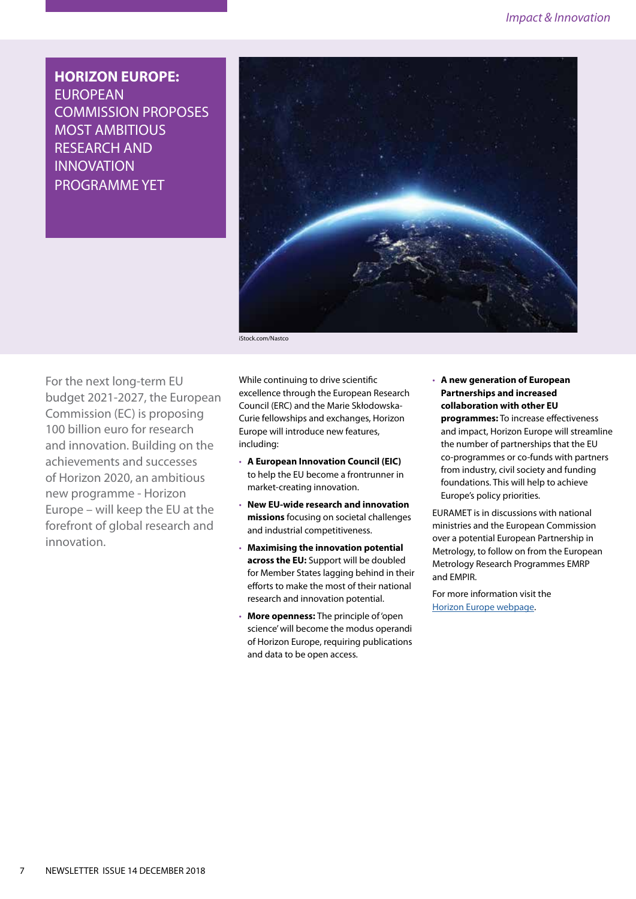# HORIZON EUROPE: EUROPEAN COMMISSION PROPOSES MOST AMBITIOUS RESEARCH AND INNOVATION PROGRAMME YET

iStock.com/Nastco

For the next long-term EU budget 2021-2027, the European Commission (EC) is proposing 100 billion euro for research and innovation. Building on the achievements and successes of Horizon 2020, an ambitious new programme - Horizon Europe – will keep the EU at the forefront of global research and innovation.

While continuing to drive scientific excellence through the European Research Council (ERC) and the Marie Skłodowska-Curie fellowships and exchanges, Horizon Europe will introduce new features, including:

- **A European Innovation Council (EIC)** to help the EU become a frontrunner in market-creating innovation.
- **New EU-wide research and innovation missions** focusing on societal challenges and industrial competitiveness.
- **Maximising the innovation potential across the EU:** Support will be doubled for Member States lagging behind in their efforts to make the most of their national research and innovation potential.
- **More openness:** The principle of 'open science' will become the modus operandi of Horizon Europe, requiring publications and data to be open access.
- **A new generation of European Partnerships and increased collaboration with other EU programmes:** To increase effectiveness and impact, Horizon Europe will streamline the number of partnerships that the EU co-programmes or co-funds with partners from industry, civil society and funding foundations. This will help to achieve Europe's policy priorities.

EURAMET is in discussions with national ministries and the European Commission over a potential European Partnership in Metrology, to follow on from the European Metrology Research Programmes EMRP and EMPIR.

For more information visit the Horizon Europe webpage.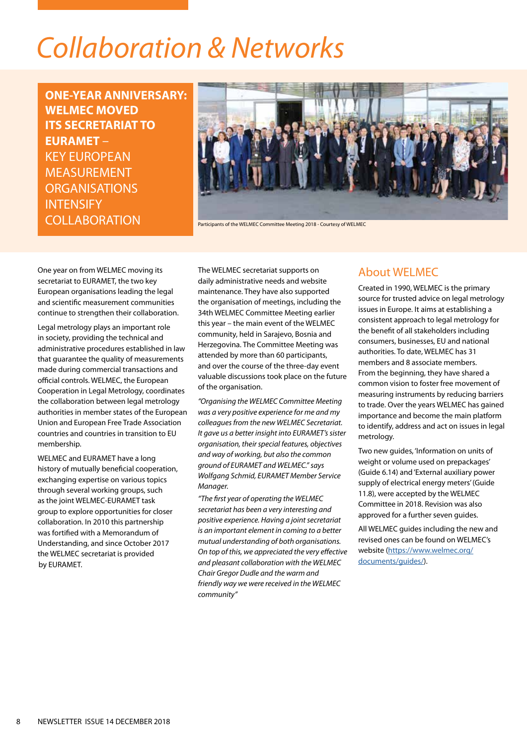# Collaboration & Networks

## ONE-YEAR ANNIVERSARY: WELMEC MOVED ITS SECRETARIAT TO EURAMET – KEY EUROPEAN MEASUREMENT ORGANISATIONS INTENSIFY COLLABORATION

Participants of the WELMEC Committee Meeting 2018 - Courtesy of WELMEC

One year on from WELMEC moving its secretariat to EURAMET, the two key European organisations leading the legal and scientific measurement communities continue to strengthen their collaboration.

Legal metrology plays an important role in society, providing the technical and administrative procedures established in law that guarantee the quality of measurements made during commercial transactions and official controls. WELMEC, the European Cooperation in Legal Metrology, coordinates the collaboration between legal metrology authorities in member states of the European Union and European Free Trade Association countries and countries in transition to EU membership.

WELMEC and EURAMET have a long history of mutually beneficial cooperation, exchanging expertise on various topics through several working groups, such as the joint WELMEC-EURAMET task group to explore opportunities for closer collaboration. In 2010 this partnership was fortified with a Memorandum of Understanding, and since October 2017 the WELMEC secretariat is provided by EURAMET.

The WELMEC secretariat supports on daily administrative needs and website maintenance. They have also supported the organisation of meetings, including the 34th WELMEC Committee Meeting earlier this year – the main event of the WELMEC community, held in Sarajevo, Bosnia and Herzegovina. The Committee Meeting was attended by more than 60 participants, and over the course of the three-day event valuable discussions took place on the future of the organisation.

*"Organising the WELMEC Committee Meeting was a very positive experience for me and my colleagues from the new WELMEC Secretariat. It gave us a better insight into EURAMET's sister organisation, their special features, objectives and way of working, but also the common ground of EURAMET and WELMEC." says Wolfgang Schmid, EURAMET Member Service Manager.*

*"The first year of operating the WELMEC secretariat has been a very interesting and positive experience. Having a joint secretariat is an important element in coming to a better mutual understanding of both organisations. On top of this, we appreciated the very effective and pleasant collaboration with the WELMEC Chair Gregor Dudle and the warm and friendly way we were received in the WELMEC community"*

## About WELMEC

Created in 1990, WELMEC is the primary source for trusted advice on legal metrology issues in Europe. It aims at establishing a consistent approach to legal metrology for the benefit of all stakeholders including consumers, businesses, EU and national authorities. To date, WELMEC has 31 members and 8 associate members.
From the beginning, they have shared a common vision to foster free movement of measuring instruments by reducing barriers to trade. Over the years WELMEC has gained importance and become the main platform to identify, address and act on issues in legal metrology.

Two new guides, 'Information on units of weight or volume used on prepackages' (Guide 6.14) and 'External auxiliary power supply of electrical energy meters' (Guide 11.8), were accepted by the WELMEC Committee in 2018. Revision was also approved for a further seven guides.

All WELMEC guides including the new and revised ones can be found on WELMEC's website (https://www.welmec.org/documents/guides/).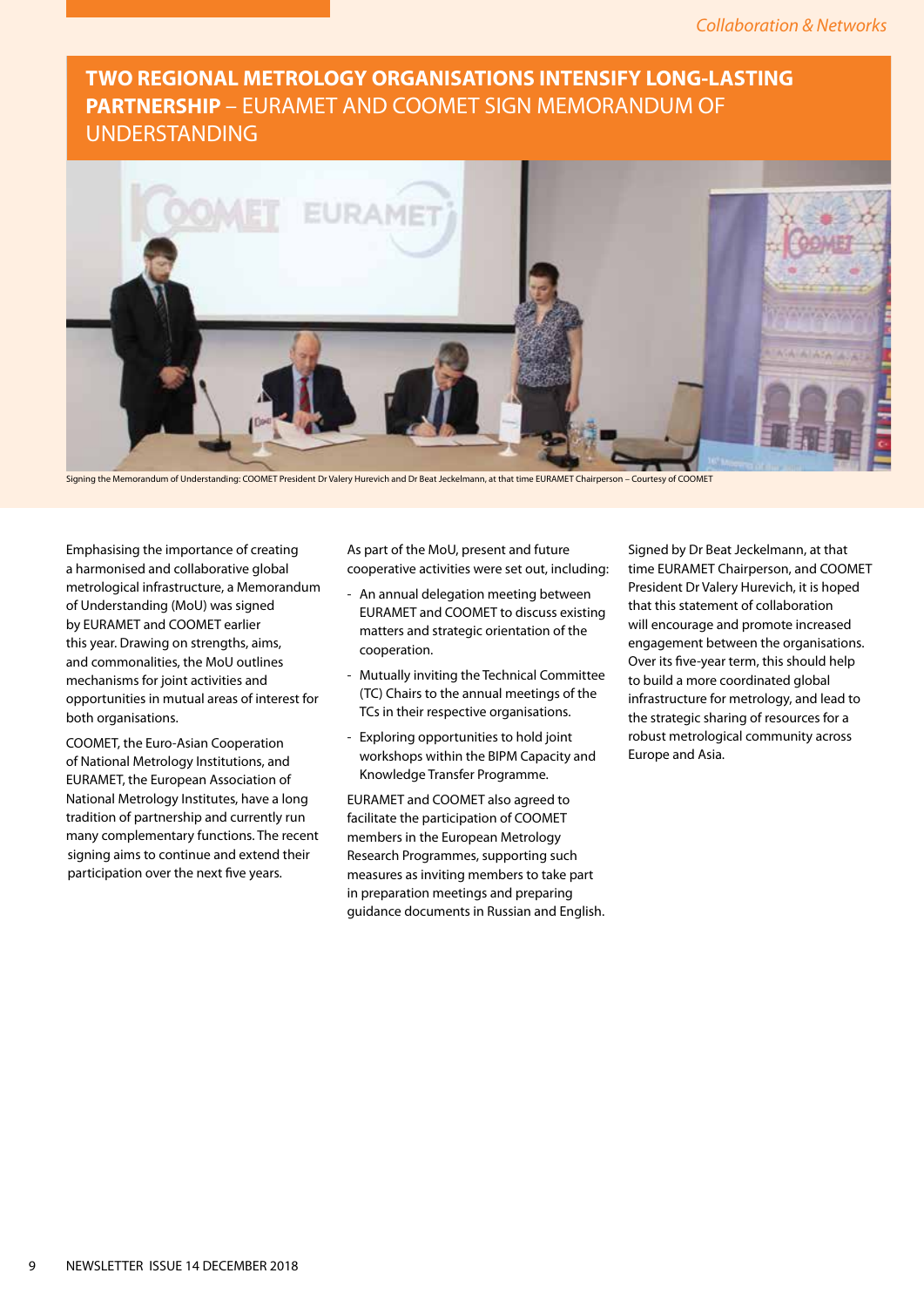## TWO REGIONAL METROLOGY ORGANISATIONS INTENSIFY LONG-LASTING PARTNERSHIP – EURAMET AND COOMET SIGN MEMORANDUM OF UNDERSTANDING

Signing the Memorandum of Understanding: COOMET President Dr Valery Hurevich and Dr Beat Jeckelmann, at that time EURAMET Chairperson – Courtesy of COOMET

Emphasising the importance of creating a harmonised and collaborative global metrological infrastructure, a Memorandum of Understanding (MoU) was signed by EURAMET and COOMET earlier this year. Drawing on strengths, aims, and commonalities, the MoU outlines mechanisms for joint activities and opportunities in mutual areas of interest for both organisations.

COOMET, the Euro-Asian Cooperation of National Metrology Institutions, and EURAMET, the European Association of National Metrology Institutes, have a long tradition of partnership and currently run many complementary functions. The recent signing aims to continue and extend their participation over the next five years.

As part of the MoU, present and future cooperative activities were set out, including:

- An annual delegation meeting between EURAMET and COOMET to discuss existing matters and strategic orientation of the cooperation.
- Mutually inviting the Technical Committee (TC) Chairs to the annual meetings of the TCs in their respective organisations.
- Exploring opportunities to hold joint workshops within the BIPM Capacity and Knowledge Transfer Programme.

EURAMET and COOMET also agreed to facilitate the participation of COOMET members in the European Metrology Research Programmes, supporting such measures as inviting members to take part in preparation meetings and preparing guidance documents in Russian and English.

Signed by Dr Beat Jeckelmann, at that time EURAMET Chairperson, and COOMET President Dr Valery Hurevich, it is hoped that this statement of collaboration will encourage and promote increased engagement between the organisations. Over its five-year term, this should help to build a more coordinated global infrastructure for metrology, and lead to the strategic sharing of resources for a robust metrological community across Europe and Asia.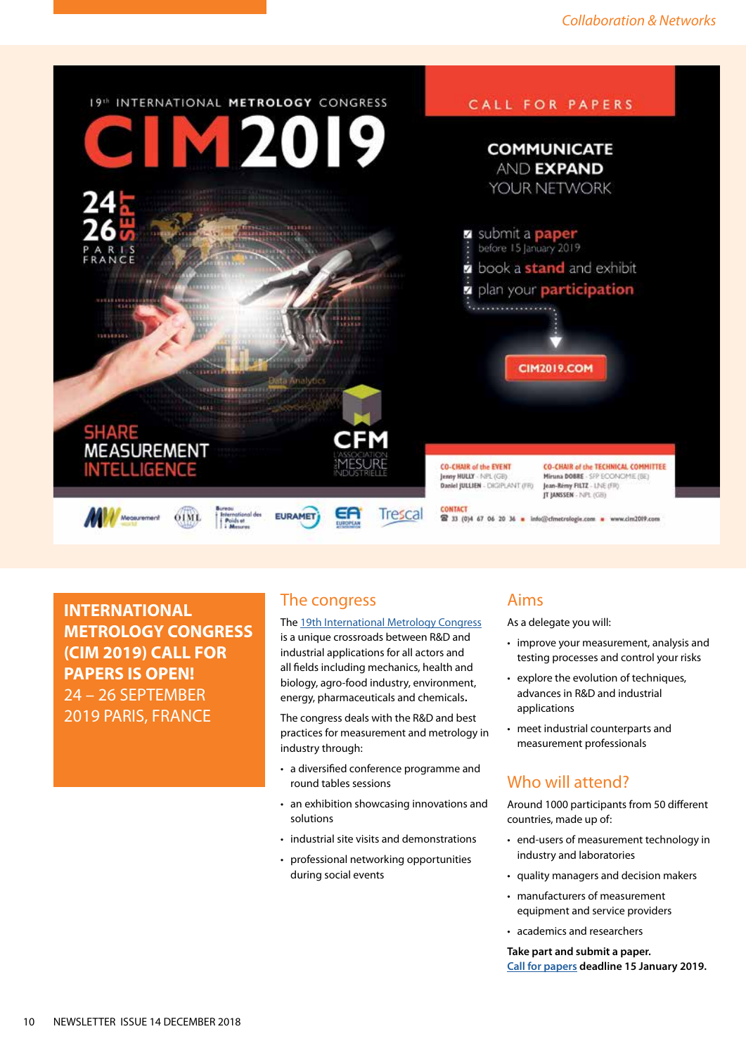Collaboration & Networks

19th INTERNATIONAL METROLOGY CONGRESS

CIM2019

24–26 SEPT

PARIS FRANCE

SHARE MEASUREMENT INTELLIGENCE

CALL FOR PAPERS

COMMUNICATE AND EXPAND YOUR NETWORK

- submit a paper before 15 January 2019
- book a stand and exhibit
- plan your participation

CIM2019.COM

CO-CHAIR of the EVENT: Jenny HULLY - NPL (GB), Daniel JULLIEN - DIGIPLANT (FR)

CO-CHAIR of the TECHNICAL COMMITTEE: Miruna DOBRE - SPF ECONOMIE (BE), Jean-Rémy FILTZ - LNE (FR), JT JANSSEN - NPL (GB)

CONTACT: 33 (0)4 67 06 20 36 ■ info@cfmetrologie.com ■ www.cim2019.com

## INTERNATIONAL METROLOGY CONGRESS (CIM 2019) CALL FOR PAPERS IS OPEN!

24 – 26 SEPTEMBER 2019 PARIS, FRANCE

## The congress

The 19th International Metrology Congress is a unique crossroads between R&D and industrial applications for all actors and all fields including mechanics, health and biology, agro-food industry, environment, energy, pharmaceuticals and chemicals.

The congress deals with the R&D and best practices for measurement and metrology in industry through:

- a diversified conference programme and round tables sessions
- an exhibition showcasing innovations and solutions
- industrial site visits and demonstrations
- professional networking opportunities during social events

## Aims

As a delegate you will:

- improve your measurement, analysis and testing processes and control your risks
- explore the evolution of techniques, advances in R&D and industrial applications
- meet industrial counterparts and measurement professionals

## Who will attend?

Around 1000 participants from 50 different countries, made up of:

- end-users of measurement technology in industry and laboratories
- quality managers and decision makers
- manufacturers of measurement equipment and service providers
- academics and researchers

**Take part and submit a paper.**
Call for papers **deadline 15 January 2019.**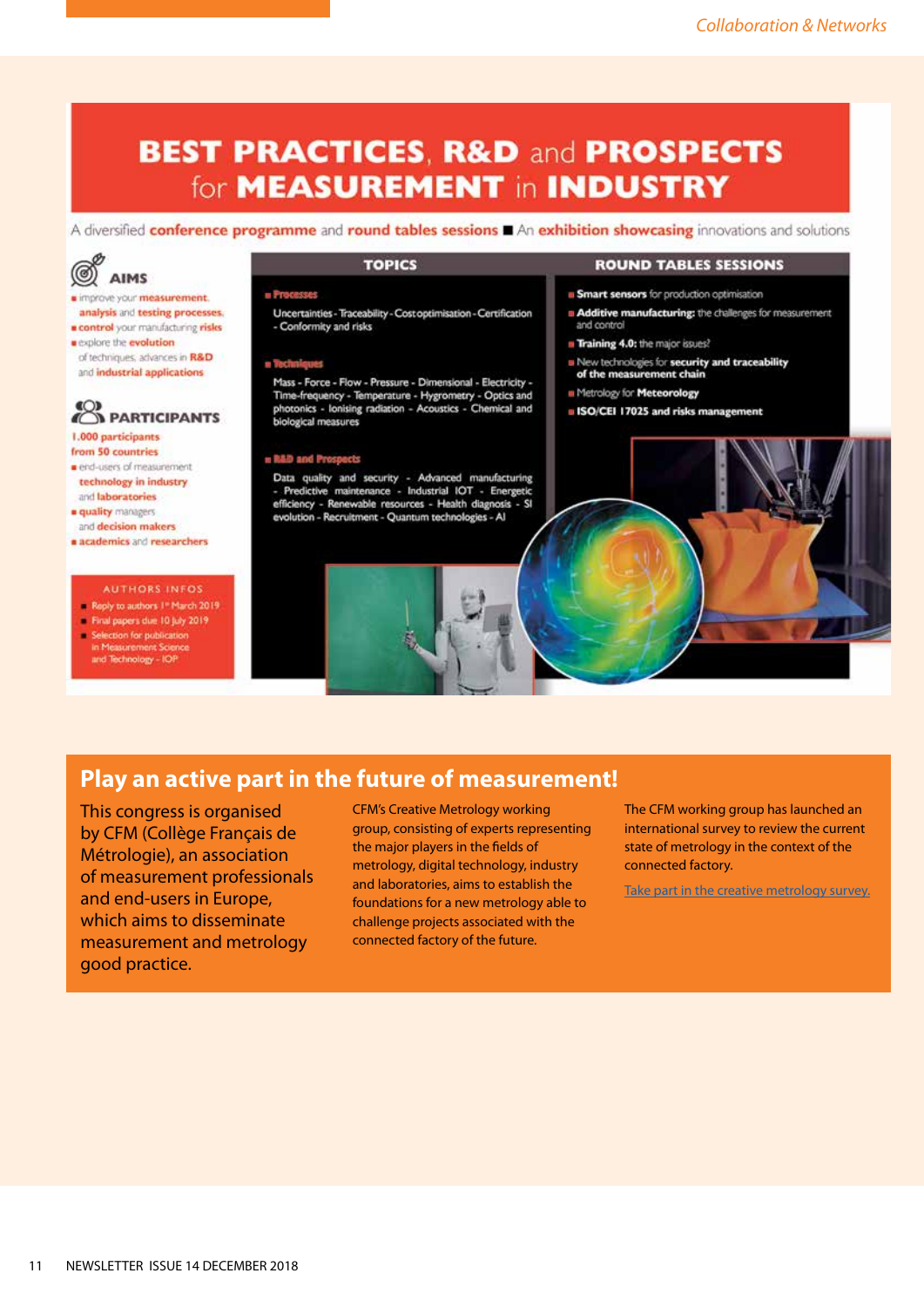# BEST PRACTICES, R&D and PROSPECTS for MEASUREMENT in INDUSTRY

A diversified **conference programme** and **round tables sessions** ■ An **exhibition showcasing** innovations and solutions

### AIMS

- improve your **measurement**, **analysis** and **testing processes**,
- **control** your manufacturing **risks**
- explore the **evolution** of techniques, advances in **R&D** and **industrial applications**

### PARTICIPANTS

**1.000 participants from 50 countries**

- end-users of measurement **technology in industry** and **laboratories**
- **quality** managers and **decision makers**
- **academics** and **researchers**

### AUTHORS INFOS

- Reply to authors 1st March 2019
- Final papers due 10 July 2019
- Selection for publication in Measurement Science and Technology - IOP

### TOPICS

**Processes**

Uncertainties - Traceability - Cost optimisation - Certification - Conformity and risks

**Techniques**

Mass - Force - Flow - Pressure - Dimensional - Electricity - Time-frequency - Temperature - Hygrometry - Optics and photonics - Ionising radiation - Acoustics - Chemical and biological measures

**R&D and Prospects**

Data quality and security - Advanced manufacturing - Predictive maintenance - Industrial IOT - Energetic efficiency - Renewable resources - Health diagnosis - SI evolution - Recruitment - Quantum technologies - AI

### ROUND TABLES SESSIONS

- **Smart sensors** for production optimisation
- **Additive manufacturing:** the challenges for measurement and control
- **Training 4.0:** the major issues?
- New technologies for **security and traceability of the measurement chain**
- Metrology for **Meteorology**
- **ISO/CEI 17025 and risks management**

## Play an active part in the future of measurement!

This congress is organised by CFM (Collège Français de Métrologie), an association of measurement professionals and end-users in Europe, which aims to disseminate measurement and metrology good practice.

CFM's Creative Metrology working group, consisting of experts representing the major players in the fields of metrology, digital technology, industry and laboratories, aims to establish the foundations for a new metrology able to challenge projects associated with the connected factory of the future.

The CFM working group has launched an international survey to review the current state of metrology in the context of the connected factory.

Take part in the creative metrology survey.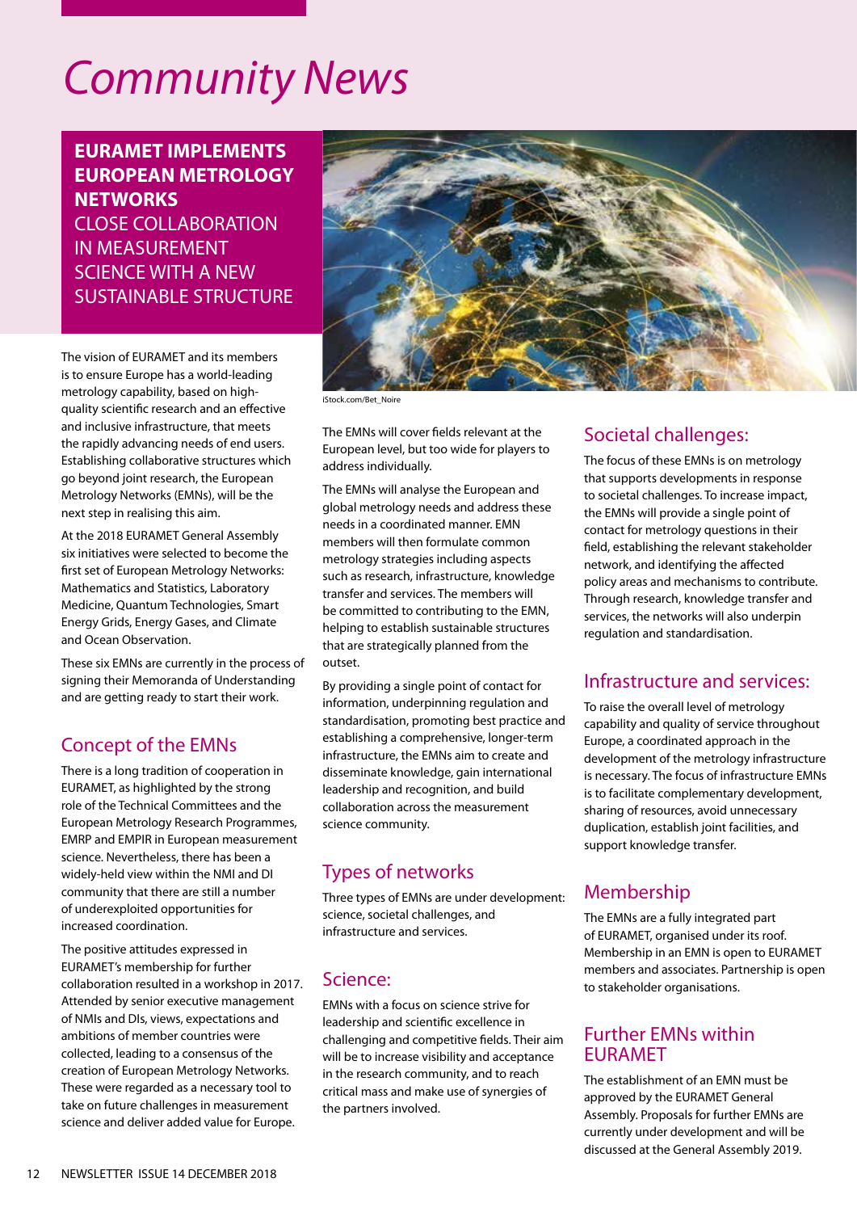# Community News

## EURAMET IMPLEMENTS EUROPEAN METROLOGY NETWORKS

### CLOSE COLLABORATION IN MEASUREMENT SCIENCE WITH A NEW SUSTAINABLE STRUCTURE

The vision of EURAMET and its members is to ensure Europe has a world-leading metrology capability, based on high-quality scientific research and an effective and inclusive infrastructure, that meets the rapidly advancing needs of end users. Establishing collaborative structures which go beyond joint research, the European Metrology Networks (EMNs), will be the next step in realising this aim.

At the 2018 EURAMET General Assembly six initiatives were selected to become the first set of European Metrology Networks: Mathematics and Statistics, Laboratory Medicine, Quantum Technologies, Smart Energy Grids, Energy Gases, and Climate and Ocean Observation.

These six EMNs are currently in the process of signing their Memoranda of Understanding and are getting ready to start their work.

## Concept of the EMNs

There is a long tradition of cooperation in EURAMET, as highlighted by the strong role of the Technical Committees and the European Metrology Research Programmes, EMRP and EMPIR in European measurement science. Nevertheless, there has been a widely-held view within the NMI and DI community that there are still a number of underexploited opportunities for increased coordination.

The positive attitudes expressed in EURAMET's membership for further collaboration resulted in a workshop in 2017. Attended by senior executive management of NMIs and DIs, views, expectations and ambitions of member countries were collected, leading to a consensus of the creation of European Metrology Networks. These were regarded as a necessary tool to take on future challenges in measurement science and deliver added value for Europe.

iStock.com/Bet_Noire

The EMNs will cover fields relevant at the European level, but too wide for players to address individually.

The EMNs will analyse the European and global metrology needs and address these needs in a coordinated manner. EMN members will then formulate common metrology strategies including aspects such as research, infrastructure, knowledge transfer and services. The members will be committed to contributing to the EMN, helping to establish sustainable structures that are strategically planned from the outset.

By providing a single point of contact for information, underpinning regulation and standardisation, promoting best practice and establishing a comprehensive, longer-term infrastructure, the EMNs aim to create and disseminate knowledge, gain international leadership and recognition, and build collaboration across the measurement science community.

## Types of networks

Three types of EMNs are under development: science, societal challenges, and infrastructure and services.

## Science:

EMNs with a focus on science strive for leadership and scientific excellence in challenging and competitive fields. Their aim will be to increase visibility and acceptance in the research community, and to reach critical mass and make use of synergies of the partners involved.

## Societal challenges:

The focus of these EMNs is on metrology that supports developments in response to societal challenges. To increase impact, the EMNs will provide a single point of contact for metrology questions in their field, establishing the relevant stakeholder network, and identifying the affected policy areas and mechanisms to contribute. Through research, knowledge transfer and services, the networks will also underpin regulation and standardisation.

## Infrastructure and services:

To raise the overall level of metrology capability and quality of service throughout Europe, a coordinated approach in the development of the metrology infrastructure is necessary. The focus of infrastructure EMNs is to facilitate complementary development, sharing of resources, avoid unnecessary duplication, establish joint facilities, and support knowledge transfer.

## Membership

The EMNs are a fully integrated part of EURAMET, organised under its roof. Membership in an EMN is open to EURAMET members and associates. Partnership is open to stakeholder organisations.

## Further EMNs within EURAMET

The establishment of an EMN must be approved by the EURAMET General Assembly. Proposals for further EMNs are currently under development and will be discussed at the General Assembly 2019.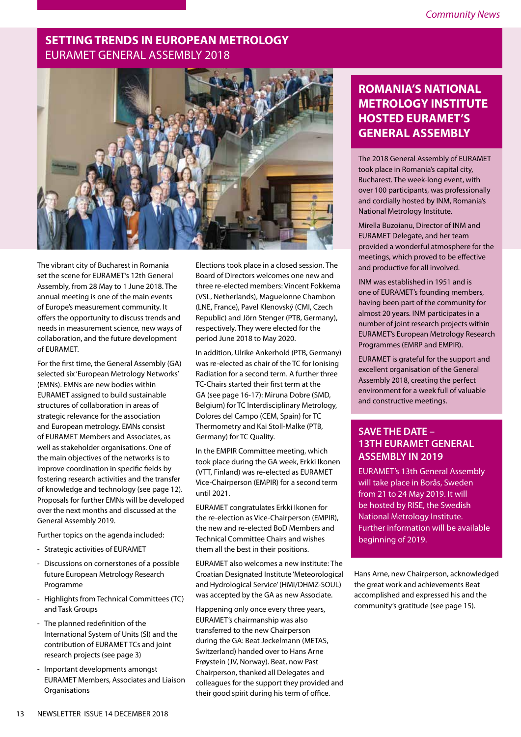## SETTING TRENDS IN EUROPEAN METROLOGY
EURAMET GENERAL ASSEMBLY 2018

The vibrant city of Bucharest in Romania set the scene for EURAMET's 12th General Assembly, from 28 May to 1 June 2018. The annual meeting is one of the main events of Europe's measurement community. It offers the opportunity to discuss trends and needs in measurement science, new ways of collaboration, and the future development of EURAMET.

For the first time, the General Assembly (GA) selected six 'European Metrology Networks' (EMNs). EMNs are new bodies within EURAMET assigned to build sustainable structures of collaboration in areas of strategic relevance for the association and European metrology. EMNs consist of EURAMET Members and Associates, as well as stakeholder organisations. One of the main objectives of the networks is to improve coordination in specific fields by fostering research activities and the transfer of knowledge and technology (see page 12). Proposals for further EMNs will be developed over the next months and discussed at the General Assembly 2019.

Further topics on the agenda included:

- Strategic activities of EURAMET
- Discussions on cornerstones of a possible future European Metrology Research Programme
- Highlights from Technical Committees (TC) and Task Groups
- The planned redefinition of the International System of Units (SI) and the contribution of EURAMET TCs and joint research projects (see page 3)
- Important developments amongst EURAMET Members, Associates and Liaison Organisations

Elections took place in a closed session. The Board of Directors welcomes one new and three re-elected members: Vincent Fokkema (VSL, Netherlands), Maguelonne Chambon (LNE, France), Pavel Klenovský (CMI, Czech Republic) and Jörn Stenger (PTB, Germany), respectively. They were elected for the period June 2018 to May 2020.

In addition, Ulrike Ankerhold (PTB, Germany) was re-elected as chair of the TC for Ionising Radiation for a second term. A further three TC-Chairs started their first term at the GA (see page 16-17): Miruna Dobre (SMD, Belgium) for TC Interdisciplinary Metrology, Dolores del Campo (CEM, Spain) for TC Thermometry and Kai Stoll-Malke (PTB, Germany) for TC Quality.

In the EMPIR Committee meeting, which took place during the GA week, Erkki Ikonen (VTT, Finland) was re-elected as EURAMET Vice-Chairperson (EMPIR) for a second term until 2021.

EURAMET congratulates Erkki Ikonen for the re-election as Vice-Chairperson (EMPIR), the new and re-elected BoD Members and Technical Committee Chairs and wishes them all the best in their positions.

EURAMET also welcomes a new institute: The Croatian Designated Institute 'Meteorological and Hydrological Service' (HMI/DHMZ-SOUL) was accepted by the GA as new Associate.

Happening only once every three years, EURAMET's chairmanship was also transferred to the new Chairperson during the GA: Beat Jeckelmann (METAS, Switzerland) handed over to Hans Arne Frøystein (JV, Norway). Beat, now Past Chairperson, thanked all Delegates and colleagues for the support they provided and their good spirit during his term of office.

Hans Arne, new Chairperson, acknowledged the great work and achievements Beat accomplished and expressed his and the community's gratitude (see page 15).

## ROMANIA'S NATIONAL METROLOGY INSTITUTE HOSTED EURAMET'S GENERAL ASSEMBLY

The 2018 General Assembly of EURAMET took place in Romania's capital city, Bucharest. The week-long event, with over 100 participants, was professionally and cordially hosted by INM, Romania's National Metrology Institute.

Mirella Buzoianu, Director of INM and EURAMET Delegate, and her team provided a wonderful atmosphere for the meetings, which proved to be effective and productive for all involved.

INM was established in 1951 and is one of EURAMET's founding members, having been part of the community for almost 20 years. INM participates in a number of joint research projects within EURAMET's European Metrology Research Programmes (EMRP and EMPIR).

EURAMET is grateful for the support and excellent organisation of the General Assembly 2018, creating the perfect environment for a week full of valuable and constructive meetings.

## SAVE THE DATE – 13TH EURAMET GENERAL ASSEMBLY IN 2019

EURAMET's 13th General Assembly will take place in Borås, Sweden from 21 to 24 May 2019. It will be hosted by RISE, the Swedish National Metrology Institute. Further information will be available beginning of 2019.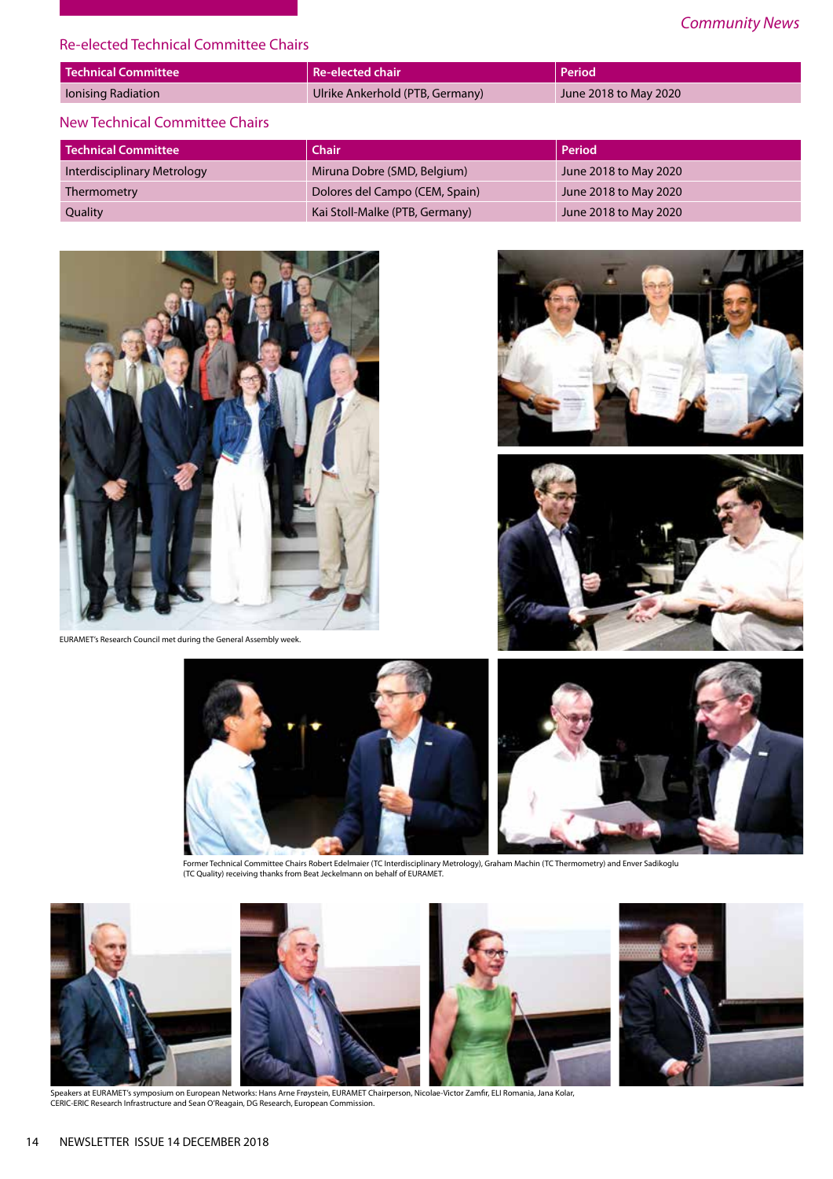## Re-elected Technical Committee Chairs

| Technical Committee | Re-elected chair | Period |
|---|---|---|
| Ionising Radiation | Ulrike Ankerhold (PTB, Germany) | June 2018 to May 2020 |

## New Technical Committee Chairs

| Technical Committee | Chair | Period |
|---|---|---|
| Interdisciplinary Metrology | Miruna Dobre (SMD, Belgium) | June 2018 to May 2020 |
| Thermometry | Dolores del Campo (CEM, Spain) | June 2018 to May 2020 |
| Quality | Kai Stoll-Malke (PTB, Germany) | June 2018 to May 2020 |

EURAMET's Research Council met during the General Assembly week.

Former Technical Committee Chairs Robert Edelmaier (TC Interdisciplinary Metrology), Graham Machin (TC Thermometry) and Enver Sadikoglu (TC Quality) receiving thanks from Beat Jeckelmann on behalf of EURAMET.

Speakers at EURAMET's symposium on European Networks: Hans Arne Frøystein, EURAMET Chairperson, Nicolae-Victor Zamfir, ELI Romania, Jana Kolar, CERIC-ERIC Research Infrastructure and Sean O'Reagain, DG Research, European Commission.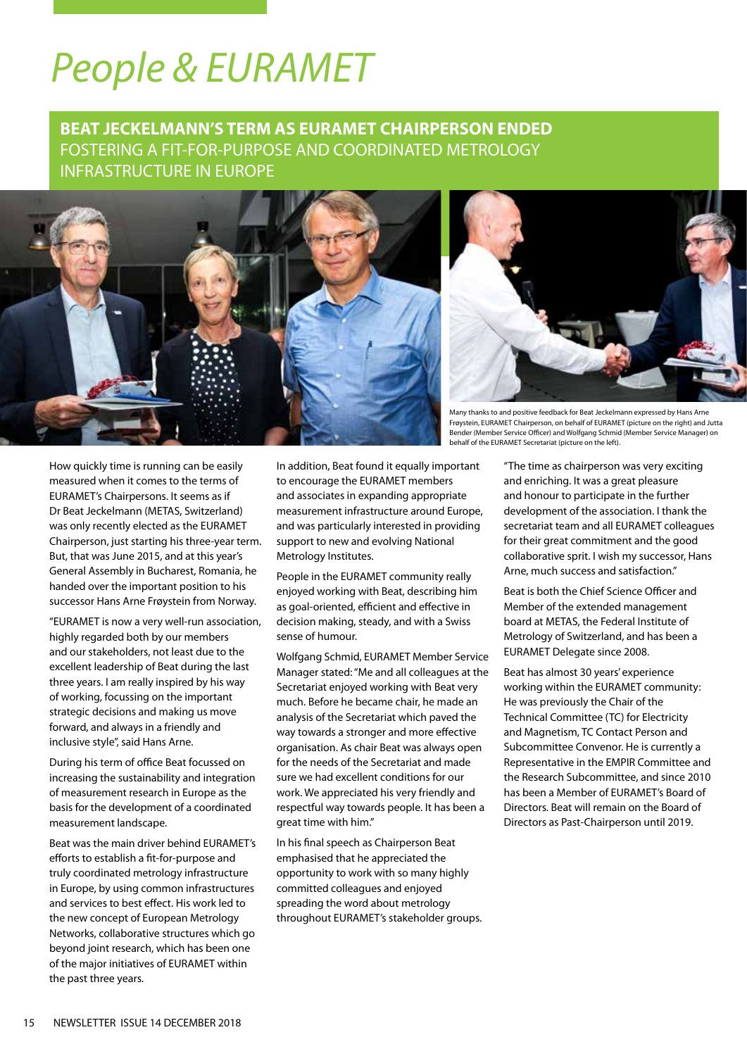# People & EURAMET

## BEAT JECKELMANN'S TERM AS EURAMET CHAIRPERSON ENDED

### FOSTERING A FIT-FOR-PURPOSE AND COORDINATED METROLOGY INFRASTRUCTURE IN EUROPE

Many thanks to and positive feedback for Beat Jeckelmann expressed by Hans Arne Frøystein, EURAMET Chairperson, on behalf of EURAMET (picture on the right) and Jutta Bender (Member Service Officer) and Wolfgang Schmid (Member Service Manager) on behalf of the EURAMET Secretariat (picture on the left).

How quickly time is running can be easily measured when it comes to the terms of EURAMET's Chairpersons. It seems as if Dr Beat Jeckelmann (METAS, Switzerland) was only recently elected as the EURAMET Chairperson, just starting his three-year term. But, that was June 2015, and at this year's General Assembly in Bucharest, Romania, he handed over the important position to his successor Hans Arne Frøystein from Norway.

"EURAMET is now a very well-run association, highly regarded both by our members and our stakeholders, not least due to the excellent leadership of Beat during the last three years. I am really inspired by his way of working, focussing on the important strategic decisions and making us move forward, and always in a friendly and inclusive style", said Hans Arne.

During his term of office Beat focussed on increasing the sustainability and integration of measurement research in Europe as the basis for the development of a coordinated measurement landscape.

Beat was the main driver behind EURAMET's efforts to establish a fit-for-purpose and truly coordinated metrology infrastructure in Europe, by using common infrastructures and services to best effect. His work led to the new concept of European Metrology Networks, collaborative structures which go beyond joint research, which has been one of the major initiatives of EURAMET within the past three years.

In addition, Beat found it equally important to encourage the EURAMET members and associates in expanding appropriate measurement infrastructure around Europe, and was particularly interested in providing support to new and evolving National Metrology Institutes.

People in the EURAMET community really enjoyed working with Beat, describing him as goal-oriented, efficient and effective in decision making, steady, and with a Swiss sense of humour.

Wolfgang Schmid, EURAMET Member Service Manager stated: "Me and all colleagues at the Secretariat enjoyed working with Beat very much. Before he became chair, he made an analysis of the Secretariat which paved the way towards a stronger and more effective organisation. As chair Beat was always open for the needs of the Secretariat and made sure we had excellent conditions for our work. We appreciated his very friendly and respectful way towards people. It has been a great time with him."

In his final speech as Chairperson Beat emphasised that he appreciated the opportunity to work with so many highly committed colleagues and enjoyed spreading the word about metrology throughout EURAMET's stakeholder groups.

"The time as chairperson was very exciting and enriching. It was a great pleasure and honour to participate in the further development of the association. I thank the secretariat team and all EURAMET colleagues for their great commitment and the good collaborative sprit. I wish my successor, Hans Arne, much success and satisfaction."

Beat is both the Chief Science Officer and Member of the extended management board at METAS, the Federal Institute of Metrology of Switzerland, and has been a EURAMET Delegate since 2008.

Beat has almost 30 years' experience working within the EURAMET community: He was previously the Chair of the Technical Committee (TC) for Electricity and Magnetism, TC Contact Person and Subcommittee Convenor. He is currently a Representative in the EMPIR Committee and the Research Subcommittee, and since 2010 has been a Member of EURAMET's Board of Directors. Beat will remain on the Board of Directors as Past-Chairperson until 2019.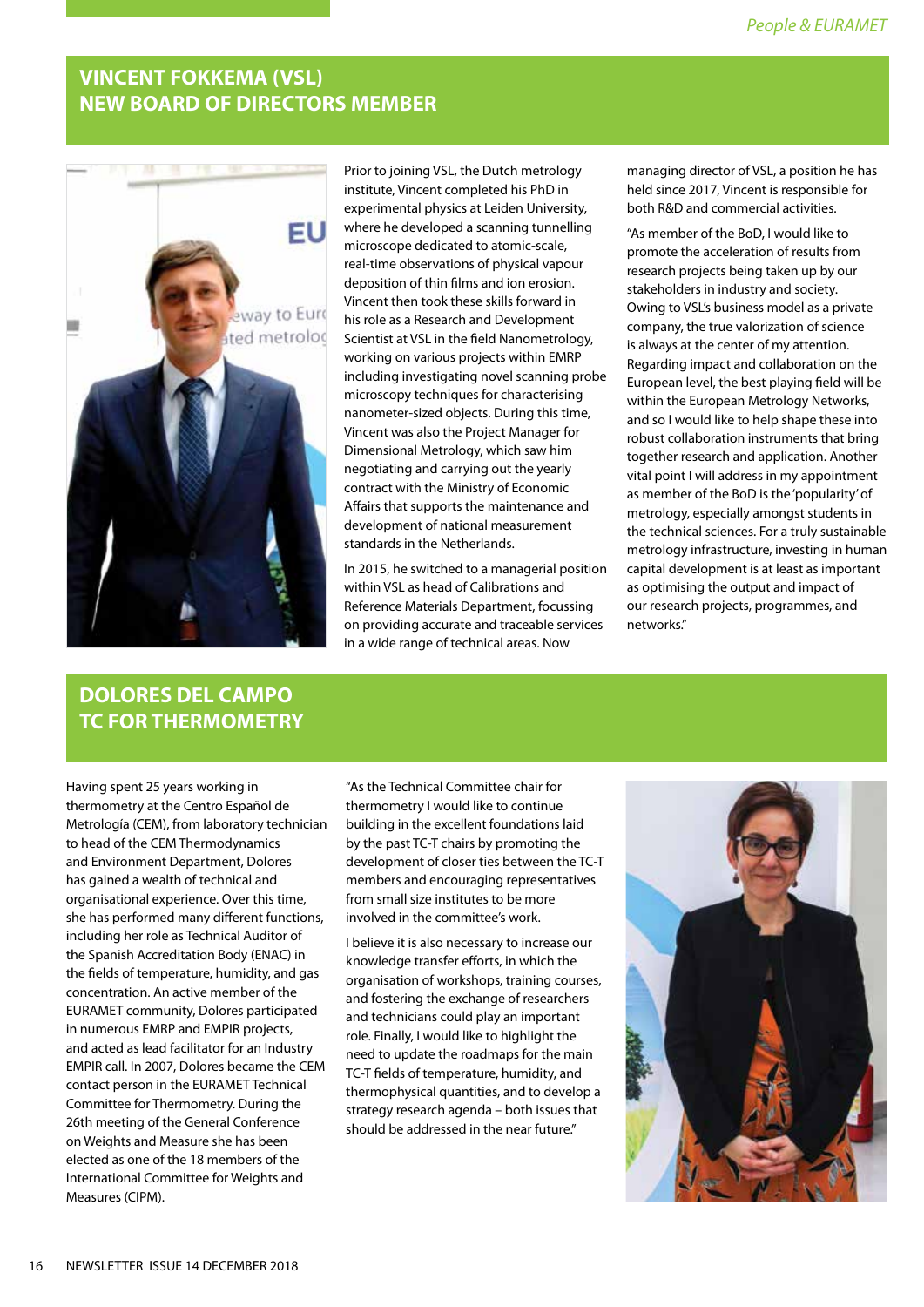## VINCENT FOKKEMA (VSL) NEW BOARD OF DIRECTORS MEMBER

Prior to joining VSL, the Dutch metrology institute, Vincent completed his PhD in experimental physics at Leiden University, where he developed a scanning tunnelling microscope dedicated to atomic-scale, real-time observations of physical vapour deposition of thin films and ion erosion. Vincent then took these skills forward in his role as a Research and Development Scientist at VSL in the field Nanometrology, working on various projects within EMRP including investigating novel scanning probe microscopy techniques for characterising nanometer-sized objects. During this time, Vincent was also the Project Manager for Dimensional Metrology, which saw him negotiating and carrying out the yearly contract with the Ministry of Economic Affairs that supports the maintenance and development of national measurement standards in the Netherlands.

In 2015, he switched to a managerial position within VSL as head of Calibrations and Reference Materials Department, focussing on providing accurate and traceable services in a wide range of technical areas. Now managing director of VSL, a position he has held since 2017, Vincent is responsible for both R&D and commercial activities.

"As member of the BoD, I would like to promote the acceleration of results from research projects being taken up by our stakeholders in industry and society. Owing to VSL's business model as a private company, the true valorization of science is always at the center of my attention. Regarding impact and collaboration on the European level, the best playing field will be within the European Metrology Networks, and so I would like to help shape these into robust collaboration instruments that bring together research and application. Another vital point I will address in my appointment as member of the BoD is the 'popularity' of metrology, especially amongst students in the technical sciences. For a truly sustainable metrology infrastructure, investing in human capital development is at least as important as optimising the output and impact of our research projects, programmes, and networks."

## DOLORES DEL CAMPO TC FOR THERMOMETRY

Having spent 25 years working in thermometry at the Centro Español de Metrología (CEM), from laboratory technician to head of the CEM Thermodynamics and Environment Department, Dolores has gained a wealth of technical and organisational experience. Over this time, she has performed many different functions, including her role as Technical Auditor of the Spanish Accreditation Body (ENAC) in the fields of temperature, humidity, and gas concentration. An active member of the EURAMET community, Dolores participated in numerous EMRP and EMPIR projects, and acted as lead facilitator for an Industry EMPIR call. In 2007, Dolores became the CEM contact person in the EURAMET Technical Committee for Thermometry. During the 26th meeting of the General Conference on Weights and Measure she has been elected as one of the 18 members of the International Committee for Weights and Measures (CIPM).

"As the Technical Committee chair for thermometry I would like to continue building in the excellent foundations laid by the past TC-T chairs by promoting the development of closer ties between the TC-T members and encouraging representatives from small size institutes to be more involved in the committee's work.

I believe it is also necessary to increase our knowledge transfer efforts, in which the organisation of workshops, training courses, and fostering the exchange of researchers and technicians could play an important role. Finally, I would like to highlight the need to update the roadmaps for the main TC-T fields of temperature, humidity, and thermophysical quantities, and to develop a strategy research agenda – both issues that should be addressed in the near future."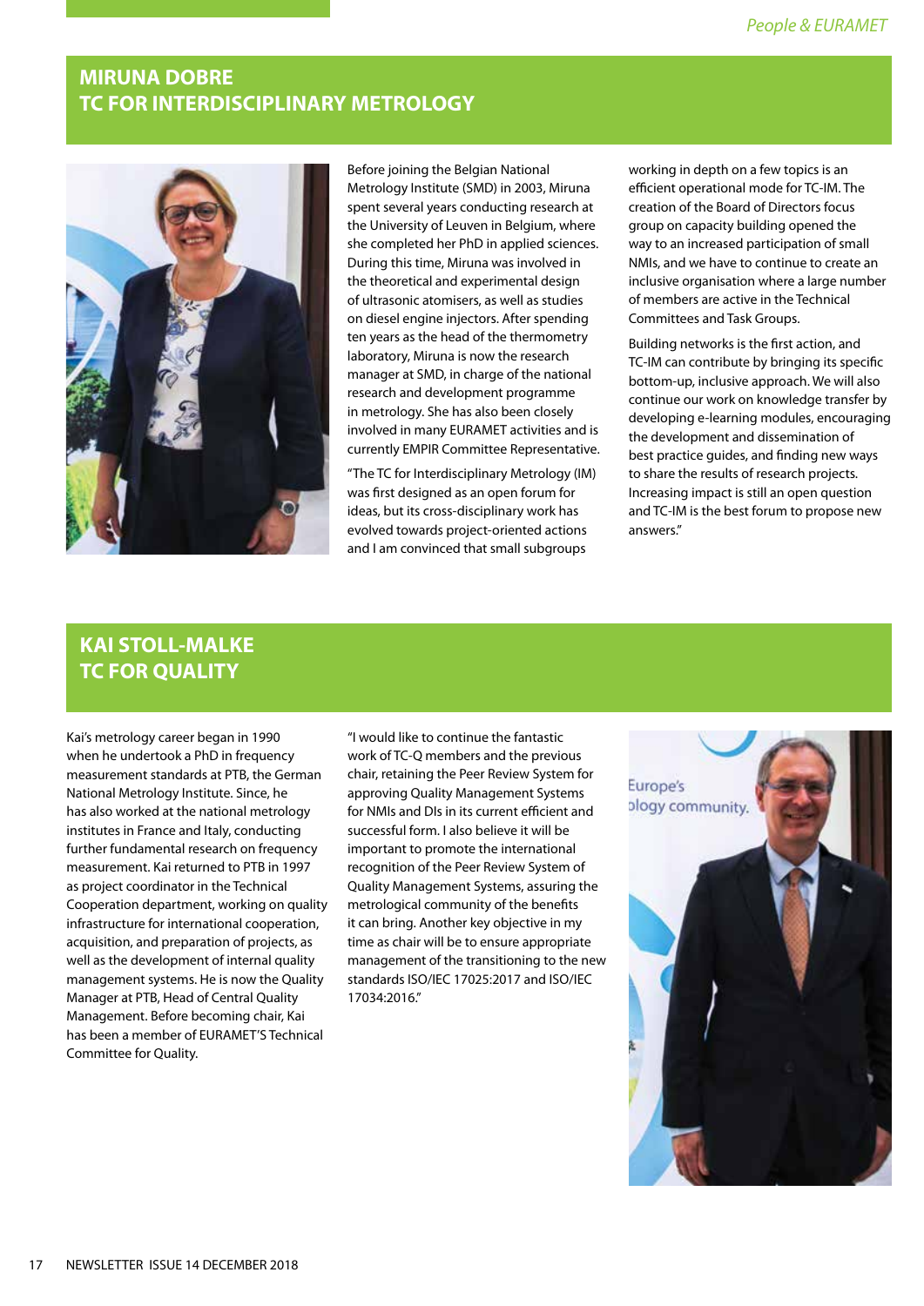## MIRUNA DOBRE
## TC FOR INTERDISCIPLINARY METROLOGY

Before joining the Belgian National Metrology Institute (SMD) in 2003, Miruna spent several years conducting research at the University of Leuven in Belgium, where she completed her PhD in applied sciences. During this time, Miruna was involved in the theoretical and experimental design of ultrasonic atomisers, as well as studies on diesel engine injectors. After spending ten years as the head of the thermometry laboratory, Miruna is now the research manager at SMD, in charge of the national research and development programme in metrology. She has also been closely involved in many EURAMET activities and is currently EMPIR Committee Representative.

"The TC for Interdisciplinary Metrology (IM) was first designed as an open forum for ideas, but its cross-disciplinary work has evolved towards project-oriented actions and I am convinced that small subgroups working in depth on a few topics is an efficient operational mode for TC-IM. The creation of the Board of Directors focus group on capacity building opened the way to an increased participation of small NMIs, and we have to continue to create an inclusive organisation where a large number of members are active in the Technical Committees and Task Groups.

Building networks is the first action, and TC-IM can contribute by bringing its specific bottom-up, inclusive approach. We will also continue our work on knowledge transfer by developing e-learning modules, encouraging the development and dissemination of best practice guides, and finding new ways to share the results of research projects. Increasing impact is still an open question and TC-IM is the best forum to propose new answers."

## KAI STOLL-MALKE
## TC FOR QUALITY

Kai's metrology career began in 1990 when he undertook a PhD in frequency measurement standards at PTB, the German National Metrology Institute. Since, he has also worked at the national metrology institutes in France and Italy, conducting further fundamental research on frequency measurement. Kai returned to PTB in 1997 as project coordinator in the Technical Cooperation department, working on quality infrastructure for international cooperation, acquisition, and preparation of projects, as well as the development of internal quality management systems. He is now the Quality Manager at PTB, Head of Central Quality Management. Before becoming chair, Kai has been a member of EURAMET'S Technical Committee for Quality.

"I would like to continue the fantastic work of TC-Q members and the previous chair, retaining the Peer Review System for approving Quality Management Systems for NMIs and DIs in its current efficient and successful form. I also believe it will be important to promote the international recognition of the Peer Review System of Quality Management Systems, assuring the metrological community of the benefits it can bring. Another key objective in my time as chair will be to ensure appropriate management of the transitioning to the new standards ISO/IEC 17025:2017 and ISO/IEC 17034:2016."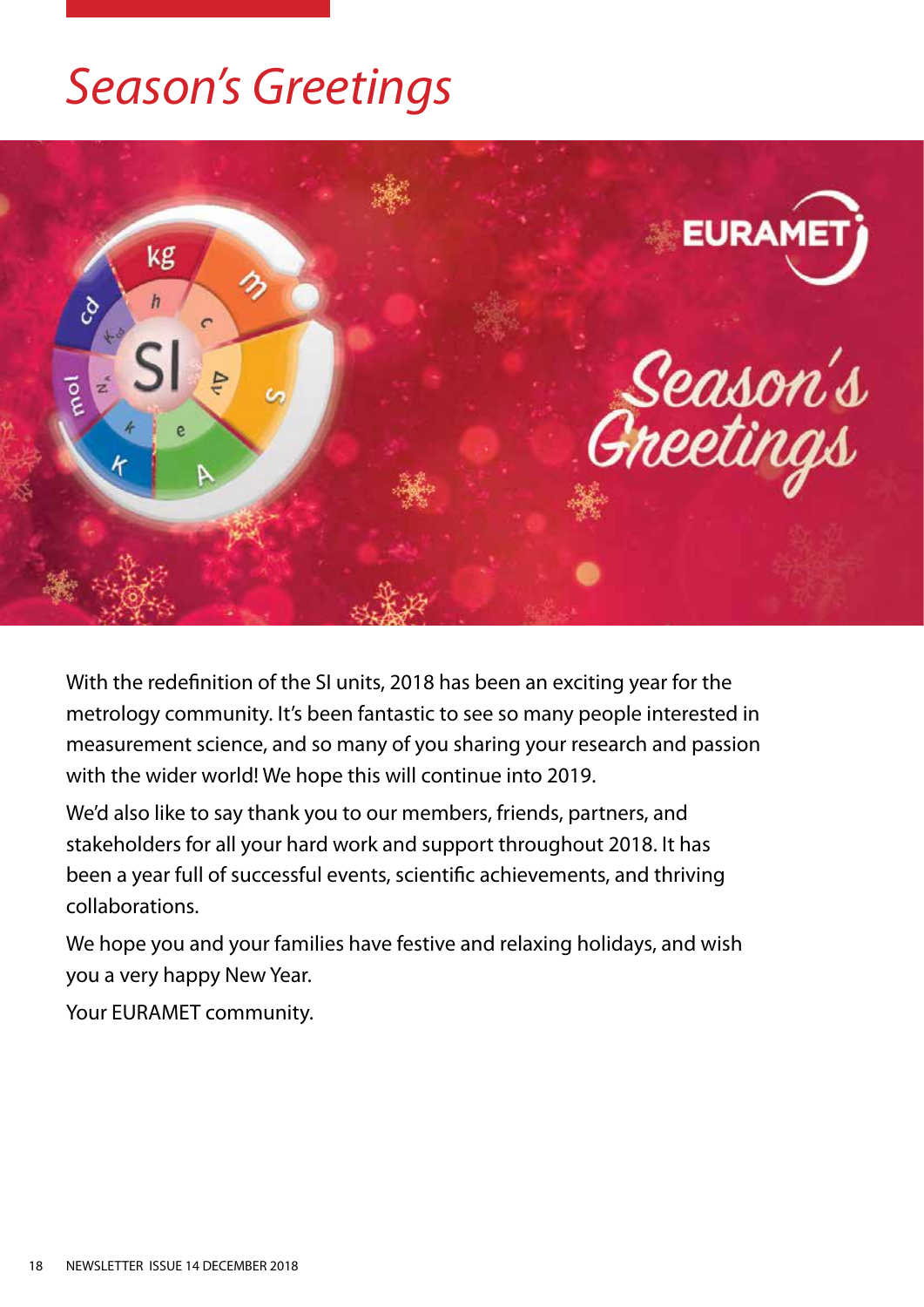# Season's Greetings

With the redefinition of the SI units, 2018 has been an exciting year for the metrology community. It's been fantastic to see so many people interested in measurement science, and so many of you sharing your research and passion with the wider world! We hope this will continue into 2019.

We'd also like to say thank you to our members, friends, partners, and stakeholders for all your hard work and support throughout 2018. It has been a year full of successful events, scientific achievements, and thriving collaborations.

We hope you and your families have festive and relaxing holidays, and wish you a very happy New Year.

Your EURAMET community.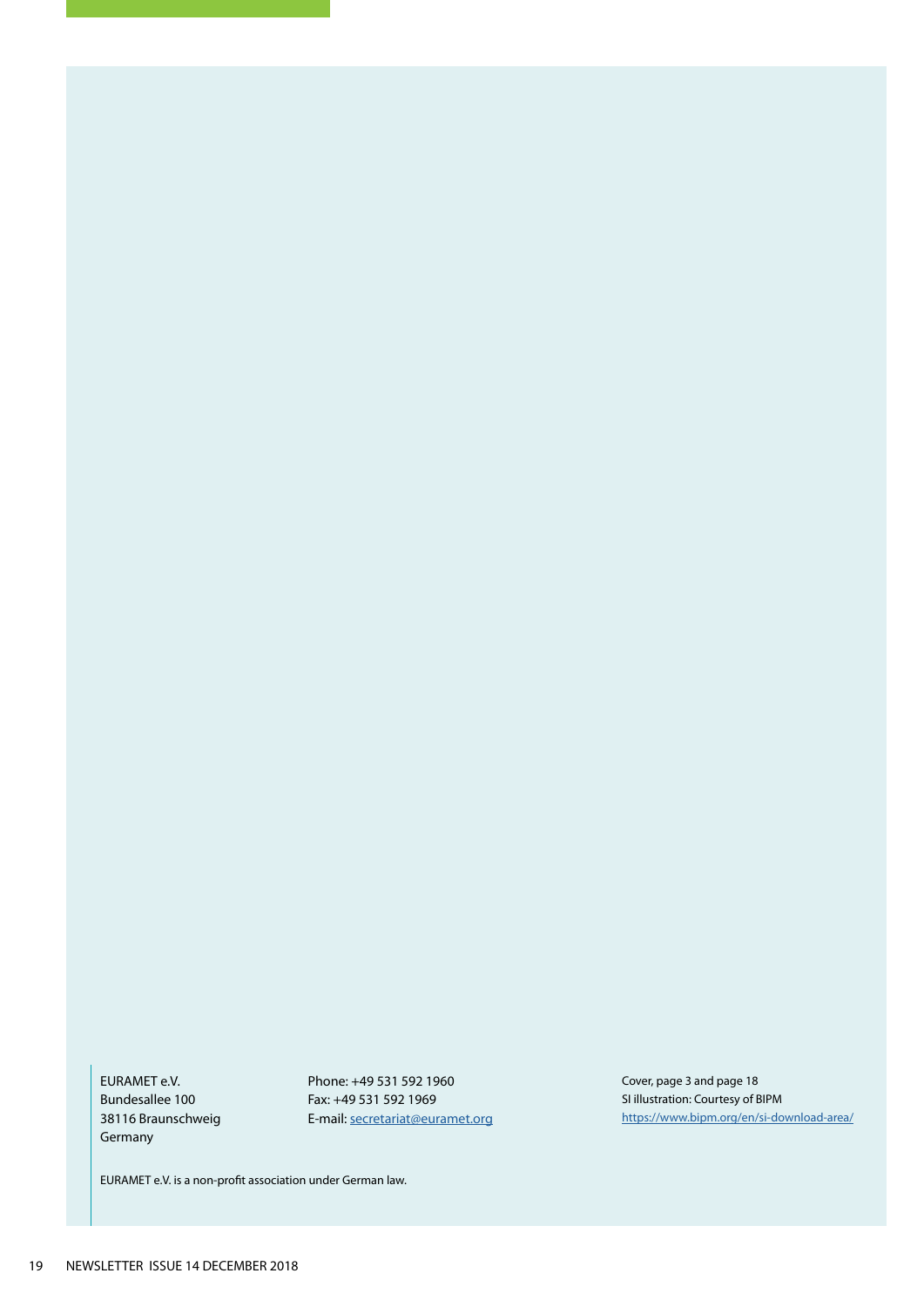EURAMET e.V.
Bundesallee 100
38116 Braunschweig
Germany

Phone: +49 531 592 1960
Fax: +49 531 592 1969
E-mail: secretariat@euramet.org

Cover, page 3 and page 18
SI illustration: Courtesy of BIPM
https://www.bipm.org/en/si-download-area/

EURAMET e.V. is a non-profit association under German law.